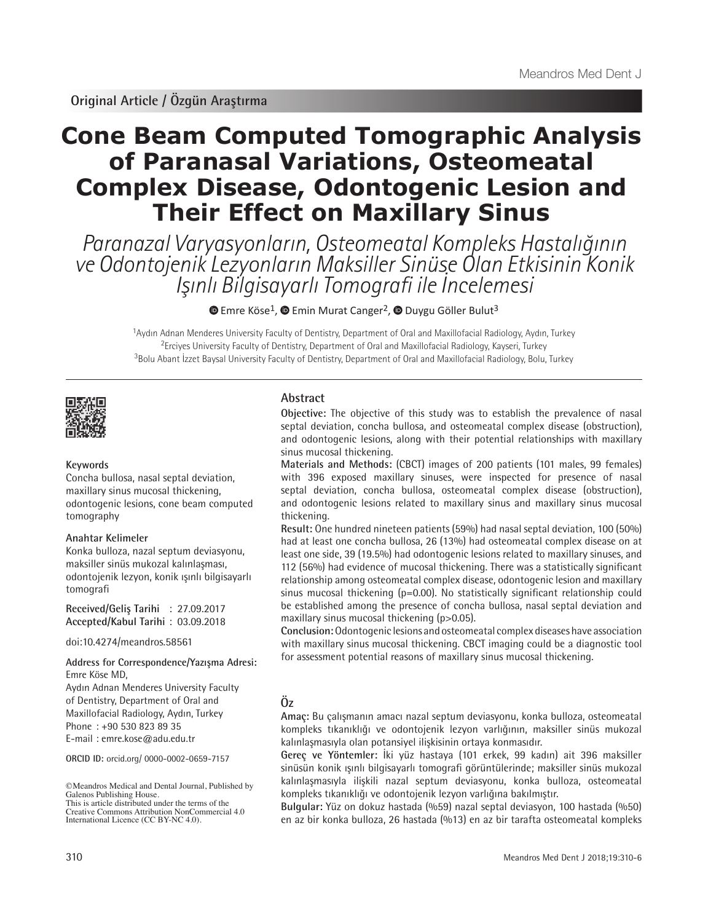Original Article / Özgün Araştırma

# Cone Beam Computed Tomographic Analysis of Paranasal Variations, Osteomeatal Complex Disease, Odontogenic Lesion and Their Effect on Maxillary Sinus

*Paranazal Varyasyonların, Osteomeatal Kompleks Hastalığının ve Odontojenik Lezyonların Maksiller Sinüse Olan Etkisinin Konik Işınlı Bilgisayarlı Tomografi ile İncelemesi*

Emre Köse[1], Emin Murat Canger[2], Duygu Göller Bulut[3]

[1]Aydın Adnan Menderes University Faculty of Dentistry, Department of Oral and Maxillofacial Radiology, Aydın, Turkey
[2]Erciyes University Faculty of Dentistry, Department of Oral and Maxillofacial Radiology, Kayseri, Turkey
[3]Bolu Abant İzzet Baysal University Faculty of Dentistry, Department of Oral and Maxillofacial Radiology, Bolu, Turkey

**Keywords**
Concha bullosa, nasal septal deviation, maxillary sinus mucosal thickening, odontogenic lesions, cone beam computed tomography

**Anahtar Kelimeler**
Konka bulloza, nazal septum deviasyonu, maksiller sinüs mukozal kalınlaşması, odontojenik lezyon, konik ışınlı bilgisayarlı tomografi

**Received/Geliş Tarihi** : 27.09.2017
**Accepted/Kabul Tarihi** : 03.09.2018

doi:10.4274/meandros.58561

**Address for Correspondence/Yazışma Adresi:**
Emre Köse MD,
Aydın Adnan Menderes University Faculty of Dentistry, Department of Oral and Maxillofacial Radiology, Aydın, Turkey
Phone : +90 530 823 89 35
E-mail : emre.kose@adu.edu.tr

**ORCID ID:** orcid.org/ 0000-0002-0659-7157

©Meandros Medical and Dental Journal, Published by Galenos Publishing House.
This is article distributed under the terms of the Creative Commons Attribution NonCommercial 4.0 International Licence (CC BY-NC 4.0).

## Abstract

**Objective:** The objective of this study was to establish the prevalence of nasal septal deviation, concha bullosa, and osteomeatal complex disease (obstruction), and odontogenic lesions, along with their potential relationships with maxillary sinus mucosal thickening.

**Materials and Methods:** (CBCT) images of 200 patients (101 males, 99 females) with 396 exposed maxillary sinuses, were inspected for presence of nasal septal deviation, concha bullosa, osteomeatal complex disease (obstruction), and odontogenic lesions related to maxillary sinus and maxillary sinus mucosal thickening.

**Result:** One hundred nineteen patients (59%) had nasal septal deviation, 100 (50%) had at least one concha bullosa, 26 (13%) had osteomeatal complex disease on at least one side, 39 (19.5%) had odontogenic lesions related to maxillary sinuses, and 112 (56%) had evidence of mucosal thickening. There was a statistically significant relationship among osteomeatal complex disease, odontogenic lesion and maxillary sinus mucosal thickening (p=0.00). No statistically significant relationship could be established among the presence of concha bullosa, nasal septal deviation and maxillary sinus mucosal thickening (p>0.05).

**Conclusion:** Odontogenic lesions and osteomeatal complex diseases have association with maxillary sinus mucosal thickening. CBCT imaging could be a diagnostic tool for assessment potential reasons of maxillary sinus mucosal thickening.

## Öz

**Amaç:** Bu çalışmanın amacı nazal septum deviasyonu, konka bulloza, osteomeatal kompleks tıkanıklığı ve odontojenik lezyon varlığının, maksiller sinüs mukozal kalınlaşmasıyla olan potansiyel ilişkisinin ortaya konmasıdır.

**Gereç ve Yöntemler:** İki yüz hastaya (101 erkek, 99 kadın) ait 396 maksiller sinüsün konik ışınlı bilgisayarlı tomografi görüntülerinde; maksiller sinüs mukozal kalınlaşmasıyla ilişkili nazal septum deviasyonu, konka bulloza, osteomeatal kompleks tıkanıklığı ve odontojenik lezyon varlığına bakılmıştır.

**Bulgular:** Yüz on dokuz hastada (%59) nazal septal deviasyon, 100 hastada (%50) en az bir konka bulloza, 26 hastada (%13) en az bir tarafta osteomeatal kompleks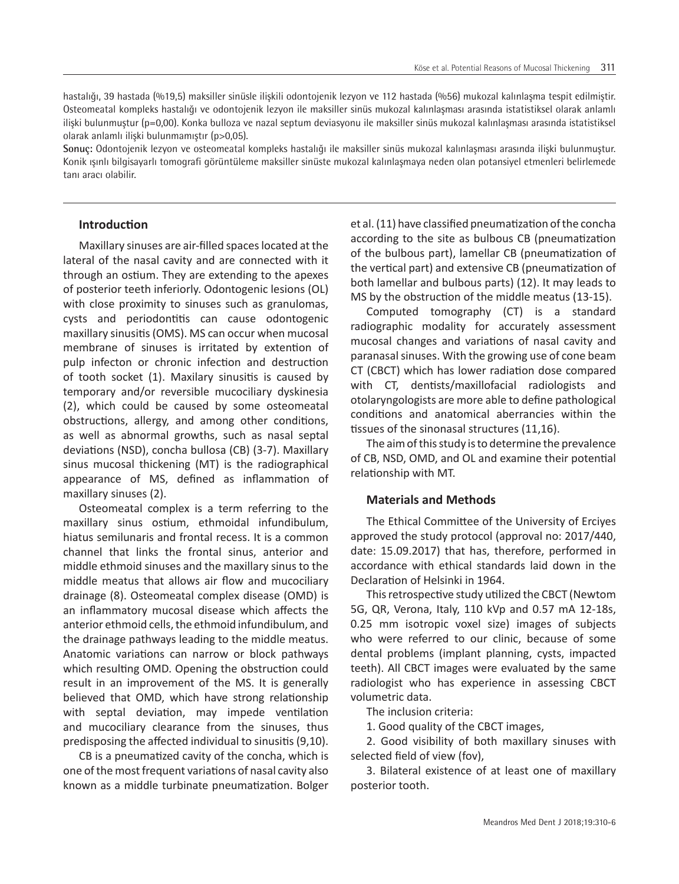hastalığı, 39 hastada (%19,5) maksiller sinüsle ilişkili odontojenik lezyon ve 112 hastada (%56) mukozal kalınlaşma tespit edilmiştir. Osteomeatal kompleks hastalığı ve odontojenik lezyon ile maksiller sinüs mukozal kalınlaşması arasında istatistiksel olarak anlamlı ilişki bulunmuştur (p=0,00). Konka bulloza ve nazal septum deviasyonu ile maksiller sinüs mukozal kalınlaşması arasında istatistiksel olarak anlamlı ilişki bulunmamıştır (p>0,05).

**Sonuç:** Odontojenik lezyon ve osteomeatal kompleks hastalığı ile maksiller sinüs mukozal kalınlaşması arasında ilişki bulunmuştur. Konik ışınlı bilgisayarlı tomografi görüntüleme maksiller sinüste mukozal kalınlaşmaya neden olan potansiyel etmenleri belirlemede tanı aracı olabilir.

## Introduction

Maxillary sinuses are air-filled spaces located at the lateral of the nasal cavity and are connected with it through an ostium. They are extending to the apexes of posterior teeth inferiorly. Odontogenic lesions (OL) with close proximity to sinuses such as granulomas, cysts and periodontitis can cause odontogenic maxillary sinusitis (OMS). MS can occur when mucosal membrane of sinuses is irritated by extention of pulp infecton or chronic infection and destruction of tooth socket (1). Maxilary sinusitis is caused by temporary and/or reversible mucociliary dyskinesia (2), which could be caused by some osteomeatal obstructions, allergy, and among other conditions, as well as abnormal growths, such as nasal septal deviations (NSD), concha bullosa (CB) (3-7). Maxillary sinus mucosal thickening (MT) is the radiographical appearance of MS, defined as inflammation of maxillary sinuses (2).

Osteomeatal complex is a term referring to the maxillary sinus ostium, ethmoidal infundibulum, hiatus semilunaris and frontal recess. It is a common channel that links the frontal sinus, anterior and middle ethmoid sinuses and the maxillary sinus to the middle meatus that allows air flow and mucociliary drainage (8). Osteomeatal complex disease (OMD) is an inflammatory mucosal disease which affects the anterior ethmoid cells, the ethmoid infundibulum, and the drainage pathways leading to the middle meatus. Anatomic variations can narrow or block pathways which resulting OMD. Opening the obstruction could result in an improvement of the MS. It is generally believed that OMD, which have strong relationship with septal deviation, may impede ventilation and mucociliary clearance from the sinuses, thus predisposing the affected individual to sinusitis (9,10).

CB is a pneumatized cavity of the concha, which is one of the most frequent variations of nasal cavity also known as a middle turbinate pneumatization. Bolger et al. (11) have classified pneumatization of the concha according to the site as bulbous CB (pneumatization of the bulbous part), lamellar CB (pneumatization of the vertical part) and extensive CB (pneumatization of both lamellar and bulbous parts) (12). It may leads to MS by the obstruction of the middle meatus (13-15).

Computed tomography (CT) is a standard radiographic modality for accurately assessment mucosal changes and variations of nasal cavity and paranasal sinuses. With the growing use of cone beam CT (CBCT) which has lower radiation dose compared with CT, dentists/maxillofacial radiologists and otolaryngologists are more able to define pathological conditions and anatomical aberrancies within the tissues of the sinonasal structures (11,16).

The aim of this study is to determine the prevalence of CB, NSD, OMD, and OL and examine their potential relationship with MT.

## Materials and Methods

The Ethical Committee of the University of Erciyes approved the study protocol (approval no: 2017/440, date: 15.09.2017) that has, therefore, performed in accordance with ethical standards laid down in the Declaration of Helsinki in 1964.

This retrospective study utilized the CBCT (Newtom 5G, QR, Verona, Italy, 110 kVp and 0.57 mA 12-18s, 0.25 mm isotropic voxel size) images of subjects who were referred to our clinic, because of some dental problems (implant planning, cysts, impacted teeth). All CBCT images were evaluated by the same radiologist who has experience in assessing CBCT volumetric data.

The inclusion criteria:

1. Good quality of the CBCT images,
2. Good visibility of both maxillary sinuses with selected field of view (fov),
3. Bilateral existence of at least one of maxillary posterior tooth.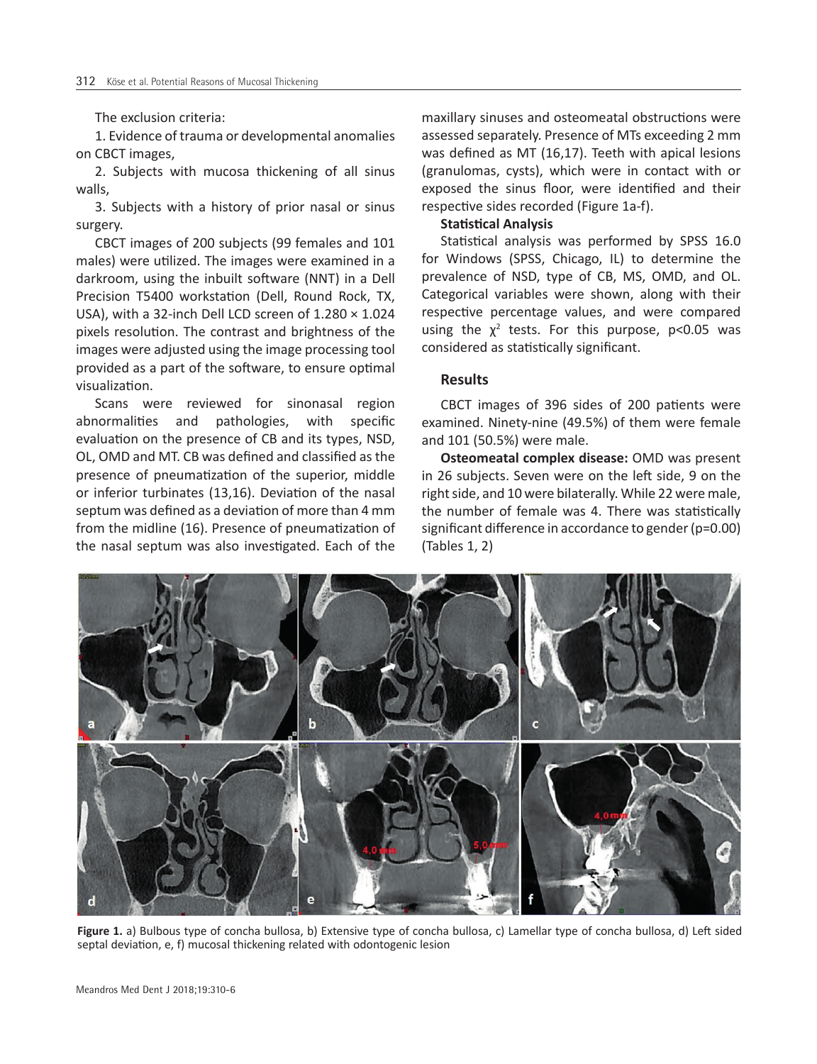The exclusion criteria:

1. Evidence of trauma or developmental anomalies on CBCT images,

2. Subjects with mucosa thickening of all sinus walls,

3. Subjects with a history of prior nasal or sinus surgery.

CBCT images of 200 subjects (99 females and 101 males) were utilized. The images were examined in a darkroom, using the inbuilt software (NNT) in a Dell Precision T5400 workstation (Dell, Round Rock, TX, USA), with a 32-inch Dell LCD screen of 1.280 × 1.024 pixels resolution. The contrast and brightness of the images were adjusted using the image processing tool provided as a part of the software, to ensure optimal visualization.

Scans were reviewed for sinonasal region abnormalities and pathologies, with specific evaluation on the presence of CB and its types, NSD, OL, OMD and MT. CB was defined and classified as the presence of pneumatization of the superior, middle or inferior turbinates (13,16). Deviation of the nasal septum was defined as a deviation of more than 4 mm from the midline (16). Presence of pneumatization of the nasal septum was also investigated. Each of the maxillary sinuses and osteomeatal obstructions were assessed separately. Presence of MTs exceeding 2 mm was defined as MT (16,17). Teeth with apical lesions (granulomas, cysts), which were in contact with or exposed the sinus floor, were identified and their respective sides recorded (Figure 1a-f).

**Statistical Analysis**

Statistical analysis was performed by SPSS 16.0 for Windows (SPSS, Chicago, IL) to determine the prevalence of NSD, type of CB, MS, OMD, and OL. Categorical variables were shown, along with their respective percentage values, and were compared using the $\chi^2$ tests. For this purpose, $p<0.05$ was considered as statistically significant.

## Results

CBCT images of 396 sides of 200 patients were examined. Ninety-nine (49.5%) of them were female and 101 (50.5%) were male.

**Osteomeatal complex disease:** OMD was present in 26 subjects. Seven were on the left side, 9 on the right side, and 10 were bilaterally. While 22 were male, the number of female was 4. There was statistically significant difference in accordance to gender (p=0.00) (Tables 1, 2)

**Figure 1.** a) Bulbous type of concha bullosa, b) Extensive type of concha bullosa, c) Lamellar type of concha bullosa, d) Left sided septal deviation, e, f) mucosal thickening related with odontogenic lesion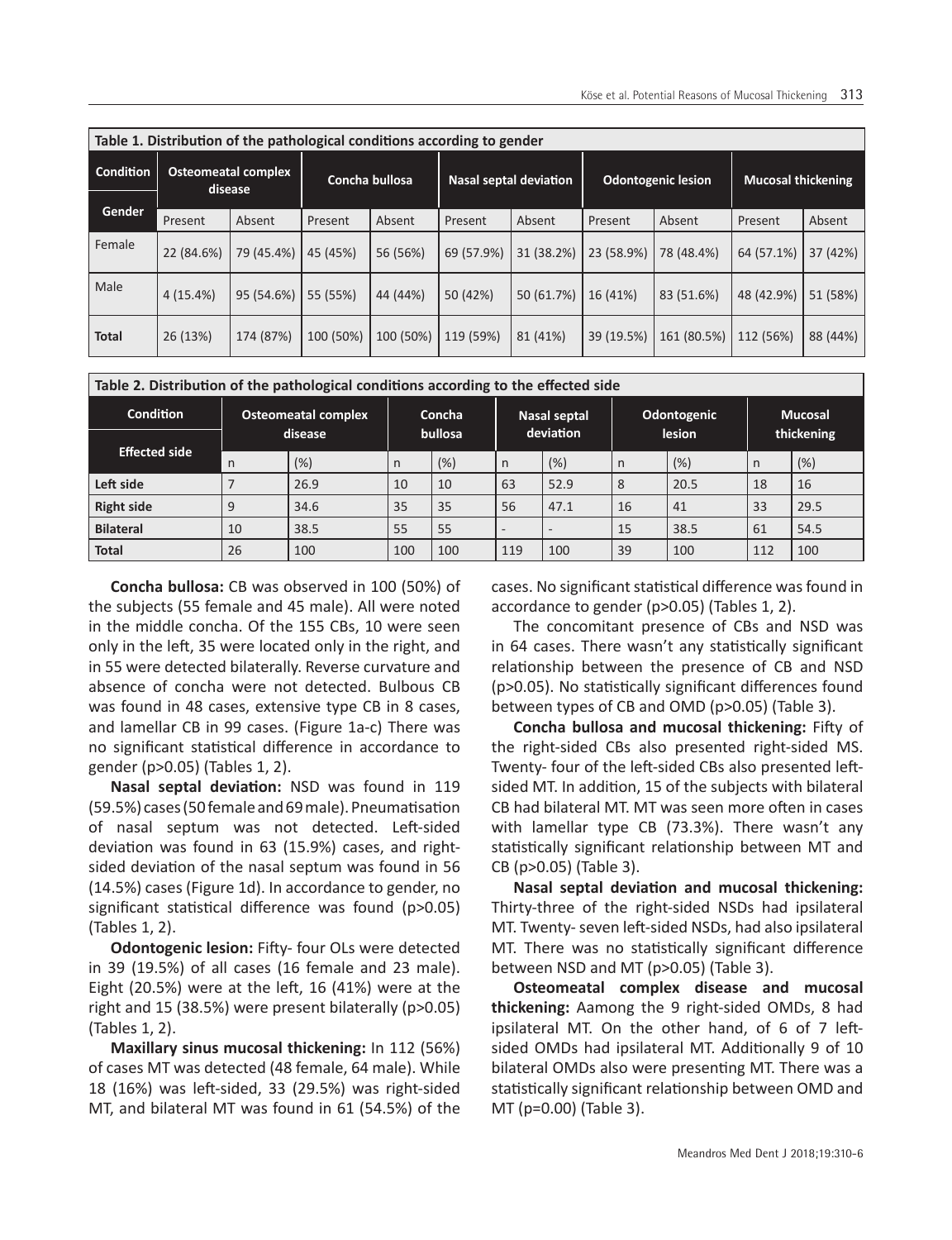**Table 1. Distribution of the pathological conditions according to gender**

| Condition | Osteomeatal complex disease | | Concha bullosa | | Nasal septal deviation | | Odontogenic lesion | | Mucosal thickening | |
|---|---|---|---|---|---|---|---|---|---|---|
| Gender | Present | Absent | Present | Absent | Present | Absent | Present | Absent | Present | Absent |
| Female | 22 (84.6%) | 79 (45.4%) | 45 (45%) | 56 (56%) | 69 (57.9%) | 31 (38.2%) | 23 (58.9%) | 78 (48.4%) | 64 (57.1%) | 37 (42%) |
| Male | 4 (15.4%) | 95 (54.6%) | 55 (55%) | 44 (44%) | 50 (42%) | 50 (61.7%) | 16 (41%) | 83 (51.6%) | 48 (42.9%) | 51 (58%) |
| **Total** | 26 (13%) | 174 (87%) | 100 (50%) | 100 (50%) | 119 (59%) | 81 (41%) | 39 (19.5%) | 161 (80.5%) | 112 (56%) | 88 (44%) |

**Table 2. Distribution of the pathological conditions according to the effected side**

| Condition | Osteomeatal complex disease | | Concha bullosa | | Nasal septal deviation | | Odontogenic lesion | | Mucosal thickening | |
|---|---|---|---|---|---|---|---|---|---|---|
| Effected side | n | (%) | n | (%) | n | (%) | n | (%) | n | (%) |
| **Left side** | 7 | 26.9 | 10 | 10 | 63 | 52.9 | 8 | 20.5 | 18 | 16 |
| **Right side** | 9 | 34.6 | 35 | 35 | 56 | 47.1 | 16 | 41 | 33 | 29.5 |
| **Bilateral** | 10 | 38.5 | 55 | 55 | - | - | 15 | 38.5 | 61 | 54.5 |
| **Total** | 26 | 100 | 100 | 100 | 119 | 100 | 39 | 100 | 112 | 100 |

**Concha bullosa:** CB was observed in 100 (50%) of the subjects (55 female and 45 male). All were noted in the middle concha. Of the 155 CBs, 10 were seen only in the left, 35 were located only in the right, and in 55 were detected bilaterally. Reverse curvature and absence of concha were not detected. Bulbous CB was found in 48 cases, extensive type CB in 8 cases, and lamellar CB in 99 cases. (Figure 1a-c) There was no significant statistical difference in accordance to gender ($p>0.05$) (Tables 1, 2).

**Nasal septal deviation:** NSD was found in 119 (59.5%) cases (50 female and 69 male). Pneumatisation of nasal septum was not detected. Left-sided deviation was found in 63 (15.9%) cases, and right-sided deviation of the nasal septum was found in 56 (14.5%) cases (Figure 1d). In accordance to gender, no significant statistical difference was found ($p>0.05$) (Tables 1, 2).

**Odontogenic lesion:** Fifty- four OLs were detected in 39 (19.5%) of all cases (16 female and 23 male). Eight (20.5%) were at the left, 16 (41%) were at the right and 15 (38.5%) were present bilaterally ($p>0.05$) (Tables 1, 2).

**Maxillary sinus mucosal thickening:** In 112 (56%) of cases MT was detected (48 female, 64 male). While 18 (16%) was left-sided, 33 (29.5%) was right-sided MT, and bilateral MT was found in 61 (54.5%) of the cases. No significant statistical difference was found in accordance to gender ($p>0.05$) (Tables 1, 2).

The concomitant presence of CBs and NSD was in 64 cases. There wasn't any statistically significant relationship between the presence of CB and NSD ($p>0.05$). No statistically significant differences found between types of CB and OMD ($p>0.05$) (Table 3).

**Concha bullosa and mucosal thickening:** Fifty of the right-sided CBs also presented right-sided MS. Twenty- four of the left-sided CBs also presented left-sided MT. In addition, 15 of the subjects with bilateral CB had bilateral MT. MT was seen more often in cases with lamellar type CB (73.3%). There wasn't any statistically significant relationship between MT and CB ($p>0.05$) (Table 3).

**Nasal septal deviation and mucosal thickening:** Thirty-three of the right-sided NSDs had ipsilateral MT. Twenty- seven left-sided NSDs, had also ipsilateral MT. There was no statistically significant difference between NSD and MT ($p>0.05$) (Table 3).

**Osteomeatal complex disease and mucosal thickening:** Aamong the 9 right-sided OMDs, 8 had ipsilateral MT. On the other hand, of 6 of 7 left-sided OMDs had ipsilateral MT. Additionally 9 of 10 bilateral OMDs also were presenting MT. There was a statistically significant relationship between OMD and MT ($p=0.00$) (Table 3).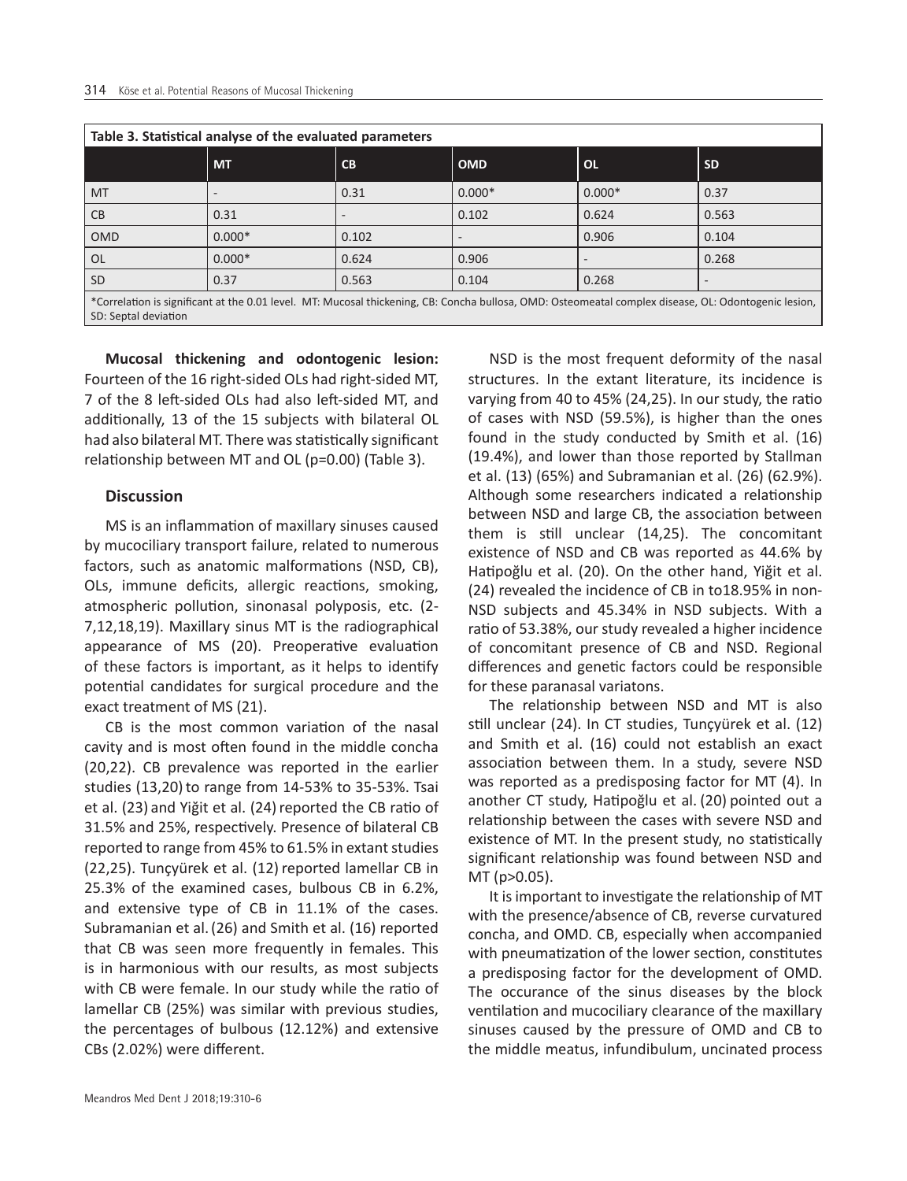**Table 3. Statistical analyse of the evaluated parameters**

| | MT | CB | OMD | OL | SD |
|---|---|---|---|---|---|
| MT | - | 0.31 | 0.000* | 0.000* | 0.37 |
| CB | 0.31 | - | 0.102 | 0.624 | 0.563 |
| OMD | 0.000* | 0.102 | - | 0.906 | 0.104 |
| OL | 0.000* | 0.624 | 0.906 | - | 0.268 |
| SD | 0.37 | 0.563 | 0.104 | 0.268 | - |

*Correlation is significant at the 0.01 level. MT: Mucosal thickening, CB: Concha bullosa, OMD: Osteomeatal complex disease, OL: Odontogenic lesion, SD: Septal deviation

**Mucosal thickening and odontogenic lesion:** Fourteen of the 16 right-sided OLs had right-sided MT, 7 of the 8 left-sided OLs had also left-sided MT, and additionally, 13 of the 15 subjects with bilateral OL had also bilateral MT. There was statistically significant relationship between MT and OL (p=0.00) (Table 3).

## Discussion

MS is an inflammation of maxillary sinuses caused by mucociliary transport failure, related to numerous factors, such as anatomic malformations (NSD, CB), OLs, immune deficits, allergic reactions, smoking, atmospheric pollution, sinonasal polyposis, etc. (2-7,12,18,19). Maxillary sinus MT is the radiographical appearance of MS (20). Preoperative evaluation of these factors is important, as it helps to identify potential candidates for surgical procedure and the exact treatment of MS (21).

CB is the most common variation of the nasal cavity and is most often found in the middle concha (20,22). CB prevalence was reported in the earlier studies (13,20) to range from 14-53% to 35-53%. Tsai et al. (23) and Yiğit et al. (24) reported the CB ratio of 31.5% and 25%, respectively. Presence of bilateral CB reported to range from 45% to 61.5% in extant studies (22,25). Tunçyürek et al. (12) reported lamellar CB in 25.3% of the examined cases, bulbous CB in 6.2%, and extensive type of CB in 11.1% of the cases. Subramanian et al. (26) and Smith et al. (16) reported that CB was seen more frequently in females. This is in harmonious with our results, as most subjects with CB were female. In our study while the ratio of lamellar CB (25%) was similar with previous studies, the percentages of bulbous (12.12%) and extensive CBs (2.02%) were different.

NSD is the most frequent deformity of the nasal structures. In the extant literature, its incidence is varying from 40 to 45% (24,25). In our study, the ratio of cases with NSD (59.5%), is higher than the ones found in the study conducted by Smith et al. (16) (19.4%), and lower than those reported by Stallman et al. (13) (65%) and Subramanian et al. (26) (62.9%). Although some researchers indicated a relationship between NSD and large CB, the association between them is still unclear (14,25). The concomitant existence of NSD and CB was reported as 44.6% by Hatipoğlu et al. (20). On the other hand, Yiğit et al. (24) revealed the incidence of CB in to18.95% in non-NSD subjects and 45.34% in NSD subjects. With a ratio of 53.38%, our study revealed a higher incidence of concomitant presence of CB and NSD. Regional differences and genetic factors could be responsible for these paranasal variatons.

The relationship between NSD and MT is also still unclear (24). In CT studies, Tunçyürek et al. (12) and Smith et al. (16) could not establish an exact association between them. In a study, severe NSD was reported as a predisposing factor for MT (4). In another CT study, Hatipoğlu et al. (20) pointed out a relationship between the cases with severe NSD and existence of MT. In the present study, no statistically significant relationship was found between NSD and MT (p>0.05).

It is important to investigate the relationship of MT with the presence/absence of CB, reverse curvatured concha, and OMD. CB, especially when accompanied with pneumatization of the lower section, constitutes a predisposing factor for the development of OMD. The occurance of the sinus diseases by the block ventilation and mucociliary clearance of the maxillary sinuses caused by the pressure of OMD and CB to the middle meatus, infundibulum, uncinated process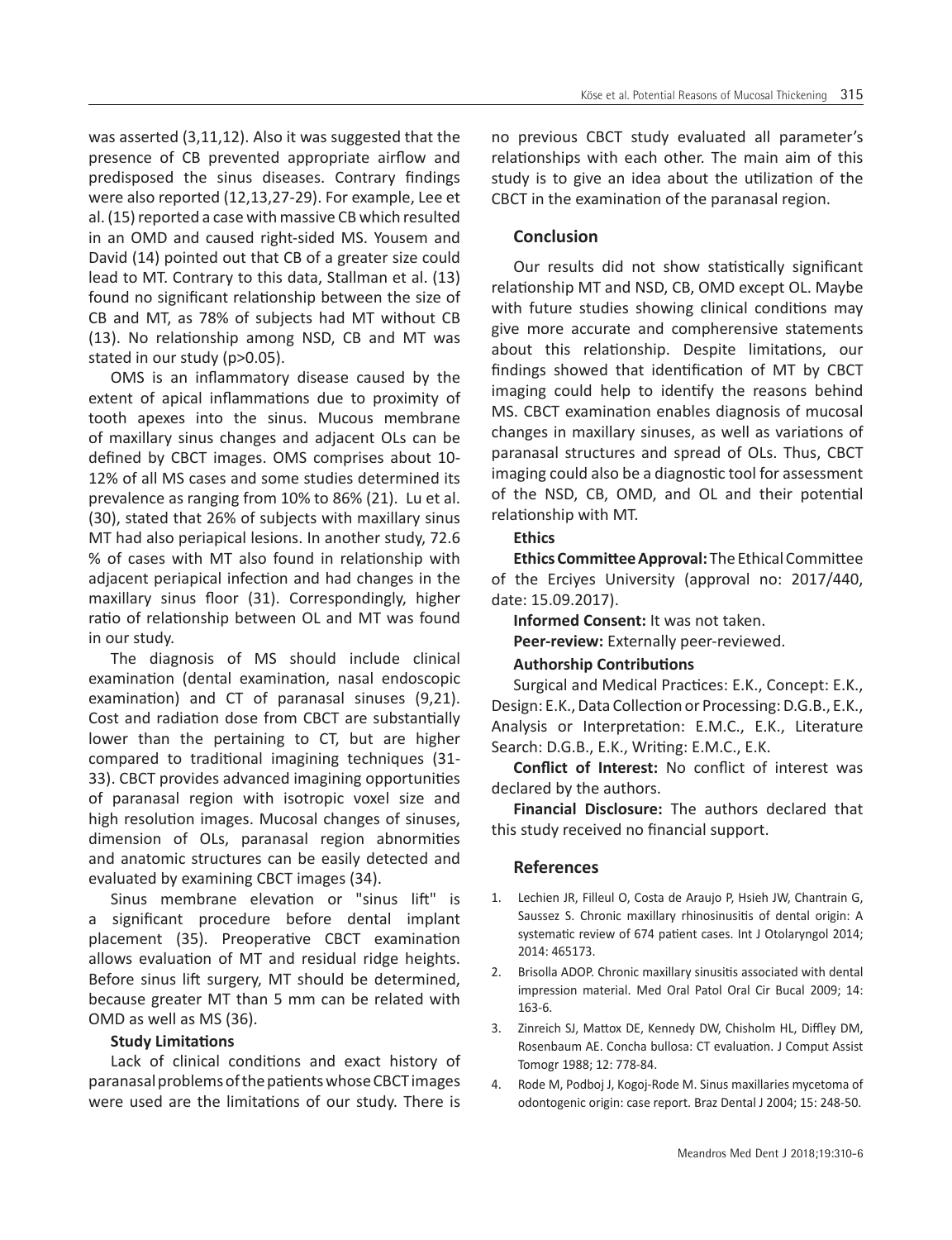was asserted (3,11,12). Also it was suggested that the presence of CB prevented appropriate airflow and predisposed the sinus diseases. Contrary findings were also reported (12,13,27-29). For example, Lee et al. (15) reported a case with massive CB which resulted in an OMD and caused right-sided MS. Yousem and David (14) pointed out that CB of a greater size could lead to MT. Contrary to this data, Stallman et al. (13) found no significant relationship between the size of CB and MT, as 78% of subjects had MT without CB (13). No relationship among NSD, CB and MT was stated in our study (p>0.05).

OMS is an inflammatory disease caused by the extent of apical inflammations due to proximity of tooth apexes into the sinus. Mucous membrane of maxillary sinus changes and adjacent OLs can be defined by CBCT images. OMS comprises about 10-12% of all MS cases and some studies determined its prevalence as ranging from 10% to 86% (21). Lu et al. (30), stated that 26% of subjects with maxillary sinus MT had also periapical lesions. In another study, 72.6 % of cases with MT also found in relationship with adjacent periapical infection and had changes in the maxillary sinus floor (31). Correspondingly, higher ratio of relationship between OL and MT was found in our study.

The diagnosis of MS should include clinical examination (dental examination, nasal endoscopic examination) and CT of paranasal sinuses (9,21). Cost and radiation dose from CBCT are substantially lower than the pertaining to CT, but are higher compared to traditional imagining techniques (31-33). CBCT provides advanced imagining opportunities of paranasal region with isotropic voxel size and high resolution images. Mucosal changes of sinuses, dimension of OLs, paranasal region abnormities and anatomic structures can be easily detected and evaluated by examining CBCT images (34).

Sinus membrane elevation or "sinus lift" is a significant procedure before dental implant placement (35). Preoperative CBCT examination allows evaluation of MT and residual ridge heights. Before sinus lift surgery, MT should be determined, because greater MT than 5 mm can be related with OMD as well as MS (36).

### Study Limitations

Lack of clinical conditions and exact history of paranasal problems of the patients whose CBCT images were used are the limitations of our study. There is no previous CBCT study evaluated all parameter's relationships with each other. The main aim of this study is to give an idea about the utilization of the CBCT in the examination of the paranasal region.

## Conclusion

Our results did not show statistically significant relationship MT and NSD, CB, OMD except OL. Maybe with future studies showing clinical conditions may give more accurate and compherensive statements about this relationship. Despite limitations, our findings showed that identification of MT by CBCT imaging could help to identify the reasons behind MS. CBCT examination enables diagnosis of mucosal changes in maxillary sinuses, as well as variations of paranasal structures and spread of OLs. Thus, CBCT imaging could also be a diagnostic tool for assessment of the NSD, CB, OMD, and OL and their potential relationship with MT.

### Ethics

**Ethics Committee Approval:** The Ethical Committee of the Erciyes University (approval no: 2017/440, date: 15.09.2017).

**Informed Consent:** It was not taken.

**Peer-review:** Externally peer-reviewed.

### Authorship Contributions

Surgical and Medical Practices: E.K., Concept: E.K., Design: E.K., Data Collection or Processing: D.G.B., E.K., Analysis or Interpretation: E.M.C., E.K., Literature Search: D.G.B., E.K., Writing: E.M.C., E.K.

**Conflict of Interest:** No conflict of interest was declared by the authors.

**Financial Disclosure:** The authors declared that this study received no financial support.

## References

1. Lechien JR, Filleul O, Costa de Araujo P, Hsieh JW, Chantrain G, Saussez S. Chronic maxillary rhinosinusitis of dental origin: A systematic review of 674 patient cases. Int J Otolaryngol 2014; 2014: 465173.
2. Brisolla ADOP. Chronic maxillary sinusitis associated with dental impression material. Med Oral Patol Oral Cir Bucal 2009; 14: 163-6.
3. Zinreich SJ, Mattox DE, Kennedy DW, Chisholm HL, Diffley DM, Rosenbaum AE. Concha bullosa: CT evaluation. J Comput Assist Tomogr 1988; 12: 778-84.
4. Rode M, Podboj J, Kogoj-Rode M. Sinus maxillaries mycetoma of odontogenic origin: case report. Braz Dental J 2004; 15: 248-50.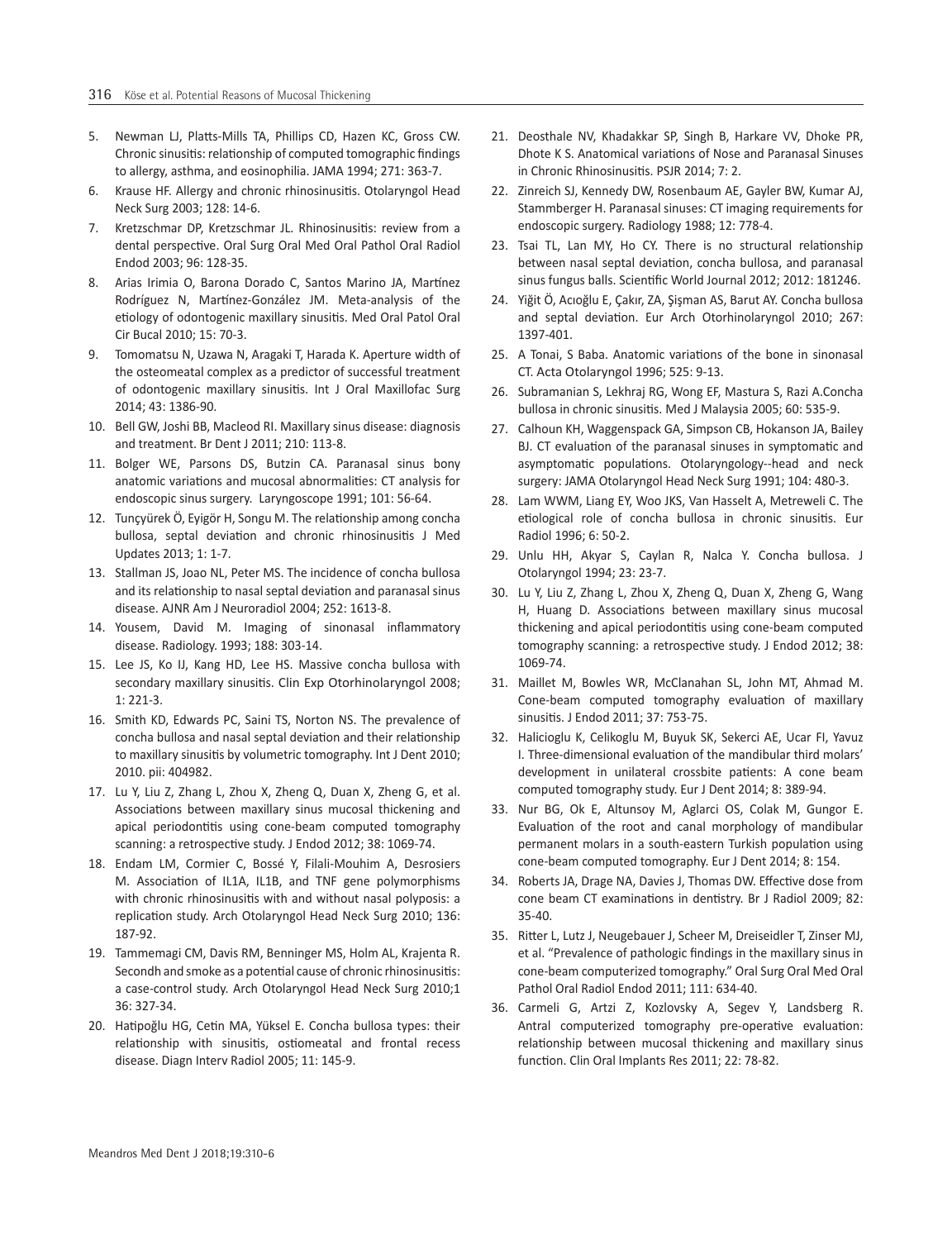5. Newman LJ, Platts-Mills TA, Phillips CD, Hazen KC, Gross CW. Chronic sinusitis: relationship of computed tomographic findings to allergy, asthma, and eosinophilia. JAMA 1994; 271: 363-7.
6. Krause HF. Allergy and chronic rhinosinusitis. Otolaryngol Head Neck Surg 2003; 128: 14-6.
7. Kretzschmar DP, Kretzschmar JL. Rhinosinusitis: review from a dental perspective. Oral Surg Oral Med Oral Pathol Oral Radiol Endod 2003; 96: 128-35.
8. Arias Irimia O, Barona Dorado C, Santos Marino JA, Martínez Rodríguez N, Martínez-González JM. Meta-analysis of the etiology of odontogenic maxillary sinusitis. Med Oral Patol Oral Cir Bucal 2010; 15: 70-3.
9. Tomomatsu N, Uzawa N, Aragaki T, Harada K. Aperture width of the osteomeatal complex as a predictor of successful treatment of odontogenic maxillary sinusitis. Int J Oral Maxillofac Surg 2014; 43: 1386-90.
10. Bell GW, Joshi BB, Macleod RI. Maxillary sinus disease: diagnosis and treatment. Br Dent J 2011; 210: 113-8.
11. Bolger WE, Parsons DS, Butzin CA. Paranasal sinus bony anatomic variations and mucosal abnormalities: CT analysis for endoscopic sinus surgery. Laryngoscope 1991; 101: 56-64.
12. Tunçyürek Ö, Eyigör H, Songu M. The relationship among concha bullosa, septal deviation and chronic rhinosinusitis J Med Updates 2013; 1: 1-7.
13. Stallman JS, Joao NL, Peter MS. The incidence of concha bullosa and its relationship to nasal septal deviation and paranasal sinus disease. AJNR Am J Neuroradiol 2004; 252: 1613-8.
14. Yousem, David M. Imaging of sinonasal inflammatory disease. Radiology. 1993; 188: 303-14.
15. Lee JS, Ko IJ, Kang HD, Lee HS. Massive concha bullosa with secondary maxillary sinusitis. Clin Exp Otorhinolaryngol 2008; 1: 221-3.
16. Smith KD, Edwards PC, Saini TS, Norton NS. The prevalence of concha bullosa and nasal septal deviation and their relationship to maxillary sinusitis by volumetric tomography. Int J Dent 2010; 2010. pii: 404982.
17. Lu Y, Liu Z, Zhang L, Zhou X, Zheng Q, Duan X, Zheng G, et al. Associations between maxillary sinus mucosal thickening and apical periodontitis using cone-beam computed tomography scanning: a retrospective study. J Endod 2012; 38: 1069-74.
18. Endam LM, Cormier C, Bossé Y, Filali-Mouhim A, Desrosiers M. Association of IL1A, IL1B, and TNF gene polymorphisms with chronic rhinosinusitis with and without nasal polyposis: a replication study. Arch Otolaryngol Head Neck Surg 2010; 136: 187-92.
19. Tammemagi CM, Davis RM, Benninger MS, Holm AL, Krajenta R. Secondh and smoke as a potential cause of chronic rhinosinusitis: a case-control study. Arch Otolaryngol Head Neck Surg 2010;1 36: 327-34.
20. Hatipoğlu HG, Cetin MA, Yüksel E. Concha bullosa types: their relationship with sinusitis, ostiomeatal and frontal recess disease. Diagn Interv Radiol 2005; 11: 145-9.
21. Deosthale NV, Khadakkar SP, Singh B, Harkare VV, Dhoke PR, Dhote K S. Anatomical variations of Nose and Paranasal Sinuses in Chronic Rhinosinusitis. PSJR 2014; 7: 2.
22. Zinreich SJ, Kennedy DW, Rosenbaum AE, Gayler BW, Kumar AJ, Stammberger H. Paranasal sinuses: CT imaging requirements for endoscopic surgery. Radiology 1988; 12: 778-4.
23. Tsai TL, Lan MY, Ho CY. There is no structural relationship between nasal septal deviation, concha bullosa, and paranasal sinus fungus balls. Scientific World Journal 2012; 2012: 181246.
24. Yiğit Ö, Acıoğlu E, Çakır, ZA, Şişman AS, Barut AY. Concha bullosa and septal deviation. Eur Arch Otorhinolaryngol 2010; 267: 1397-401.
25. A Tonai, S Baba. Anatomic variations of the bone in sinonasal CT. Acta Otolaryngol 1996; 525: 9-13.
26. Subramanian S, Lekhraj RG, Wong EF, Mastura S, Razi A.Concha bullosa in chronic sinusitis. Med J Malaysia 2005; 60: 535-9.
27. Calhoun KH, Waggenspack GA, Simpson CB, Hokanson JA, Bailey BJ. CT evaluation of the paranasal sinuses in symptomatic and asymptomatic populations. Otolaryngology--head and neck surgery: JAMA Otolaryngol Head Neck Surg 1991; 104: 480-3.
28. Lam WWM, Liang EY, Woo JKS, Van Hasselt A, Metreweli C. The etiological role of concha bullosa in chronic sinusitis. Eur Radiol 1996; 6: 50-2.
29. Unlu HH, Akyar S, Caylan R, Nalca Y. Concha bullosa. J Otolaryngol 1994; 23: 23-7.
30. Lu Y, Liu Z, Zhang L, Zhou X, Zheng Q, Duan X, Zheng G, Wang H, Huang D. Associations between maxillary sinus mucosal thickening and apical periodontitis using cone-beam computed tomography scanning: a retrospective study. J Endod 2012; 38: 1069-74.
31. Maillet M, Bowles WR, McClanahan SL, John MT, Ahmad M. Cone-beam computed tomography evaluation of maxillary sinusitis. J Endod 2011; 37: 753-75.
32. Halicioglu K, Celikoglu M, Buyuk SK, Sekerci AE, Ucar FI, Yavuz I. Three-dimensional evaluation of the mandibular third molars' development in unilateral crossbite patients: A cone beam computed tomography study. Eur J Dent 2014; 8: 389-94.
33. Nur BG, Ok E, Altunsoy M, Aglarci OS, Colak M, Gungor E. Evaluation of the root and canal morphology of mandibular permanent molars in a south-eastern Turkish population using cone-beam computed tomography. Eur J Dent 2014; 8: 154.
34. Roberts JA, Drage NA, Davies J, Thomas DW. Effective dose from cone beam CT examinations in dentistry. Br J Radiol 2009; 82: 35-40.
35. Ritter L, Lutz J, Neugebauer J, Scheer M, Dreiseidler T, Zinser MJ, et al. "Prevalence of pathologic findings in the maxillary sinus in cone-beam computerized tomography." Oral Surg Oral Med Oral Pathol Oral Radiol Endod 2011; 111: 634-40.
36. Carmeli G, Artzi Z, Kozlovsky A, Segev Y, Landsberg R. Antral computerized tomography pre-operative evaluation: relationship between mucosal thickening and maxillary sinus function. Clin Oral Implants Res 2011; 22: 78-82.